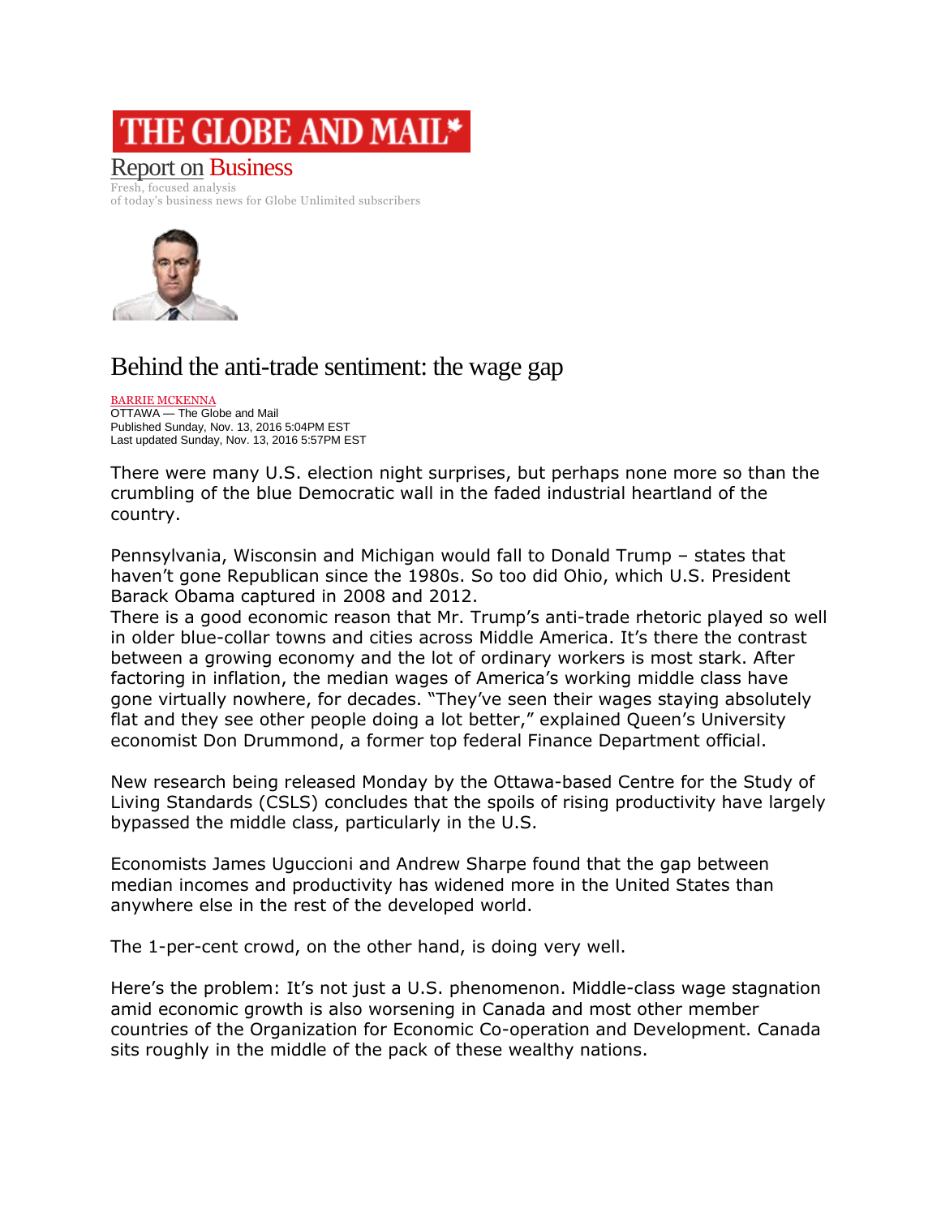# THE GLOBE AND MAIL

Report on Business

Fresh, focused analysis
of today's business news for Globe Unlimited subscribers

## Behind the anti-trade sentiment: the wage gap

BARRIE MCKENNA
OTTAWA — The Globe and Mail
Published Sunday, Nov. 13, 2016 5:04PM EST
Last updated Sunday, Nov. 13, 2016 5:57PM EST

There were many U.S. election night surprises, but perhaps none more so than the crumbling of the blue Democratic wall in the faded industrial heartland of the country.

Pennsylvania, Wisconsin and Michigan would fall to Donald Trump – states that haven't gone Republican since the 1980s. So too did Ohio, which U.S. President Barack Obama captured in 2008 and 2012.

There is a good economic reason that Mr. Trump's anti-trade rhetoric played so well in older blue-collar towns and cities across Middle America. It's there the contrast between a growing economy and the lot of ordinary workers is most stark. After factoring in inflation, the median wages of America's working middle class have gone virtually nowhere, for decades. "They've seen their wages staying absolutely flat and they see other people doing a lot better," explained Queen's University economist Don Drummond, a former top federal Finance Department official.

New research being released Monday by the Ottawa-based Centre for the Study of Living Standards (CSLS) concludes that the spoils of rising productivity have largely bypassed the middle class, particularly in the U.S.

Economists James Uguccioni and Andrew Sharpe found that the gap between median incomes and productivity has widened more in the United States than anywhere else in the rest of the developed world.

The 1-per-cent crowd, on the other hand, is doing very well.

Here's the problem: It's not just a U.S. phenomenon. Middle-class wage stagnation amid economic growth is also worsening in Canada and most other member countries of the Organization for Economic Co-operation and Development. Canada sits roughly in the middle of the pack of these wealthy nations.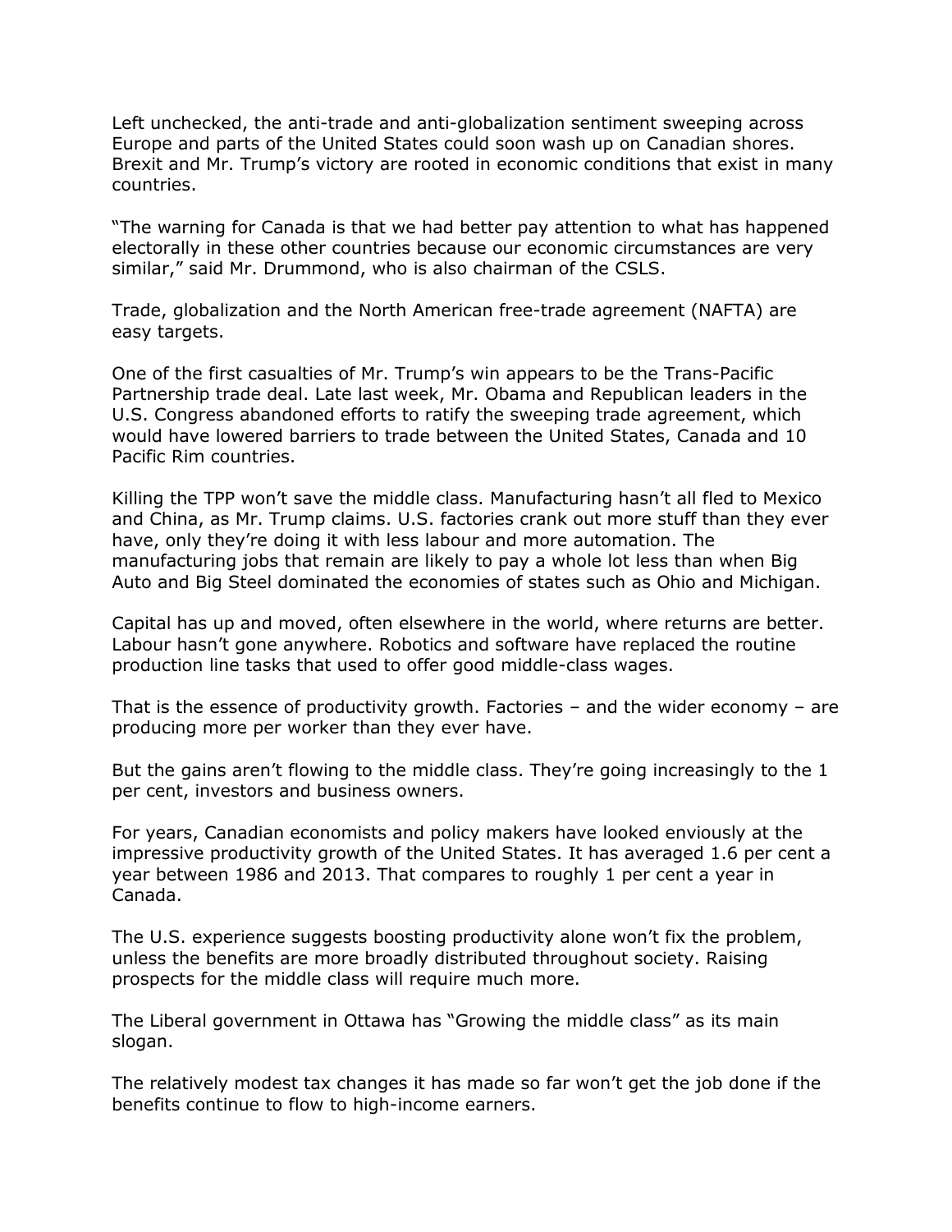Left unchecked, the anti-trade and anti-globalization sentiment sweeping across Europe and parts of the United States could soon wash up on Canadian shores. Brexit and Mr. Trump's victory are rooted in economic conditions that exist in many countries.

"The warning for Canada is that we had better pay attention to what has happened electorally in these other countries because our economic circumstances are very similar," said Mr. Drummond, who is also chairman of the CSLS.

Trade, globalization and the North American free-trade agreement (NAFTA) are easy targets.

One of the first casualties of Mr. Trump's win appears to be the Trans-Pacific Partnership trade deal. Late last week, Mr. Obama and Republican leaders in the U.S. Congress abandoned efforts to ratify the sweeping trade agreement, which would have lowered barriers to trade between the United States, Canada and 10 Pacific Rim countries.

Killing the TPP won't save the middle class. Manufacturing hasn't all fled to Mexico and China, as Mr. Trump claims. U.S. factories crank out more stuff than they ever have, only they're doing it with less labour and more automation. The manufacturing jobs that remain are likely to pay a whole lot less than when Big Auto and Big Steel dominated the economies of states such as Ohio and Michigan.

Capital has up and moved, often elsewhere in the world, where returns are better. Labour hasn't gone anywhere. Robotics and software have replaced the routine production line tasks that used to offer good middle-class wages.

That is the essence of productivity growth. Factories – and the wider economy – are producing more per worker than they ever have.

But the gains aren't flowing to the middle class. They're going increasingly to the 1 per cent, investors and business owners.

For years, Canadian economists and policy makers have looked enviously at the impressive productivity growth of the United States. It has averaged 1.6 per cent a year between 1986 and 2013. That compares to roughly 1 per cent a year in Canada.

The U.S. experience suggests boosting productivity alone won't fix the problem, unless the benefits are more broadly distributed throughout society. Raising prospects for the middle class will require much more.

The Liberal government in Ottawa has "Growing the middle class" as its main slogan.

The relatively modest tax changes it has made so far won't get the job done if the benefits continue to flow to high-income earners.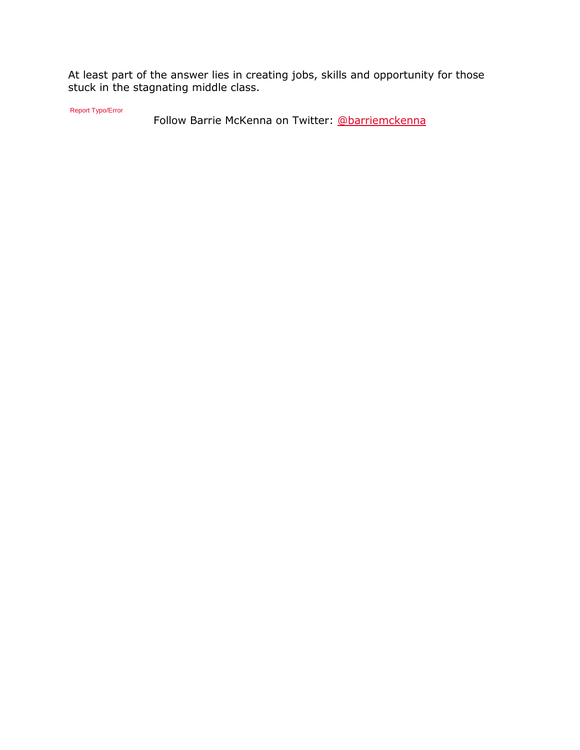At least part of the answer lies in creating jobs, skills and opportunity for those stuck in the stagnating middle class.

Report Typo/Error

Follow Barrie McKenna on Twitter: @barriemckenna